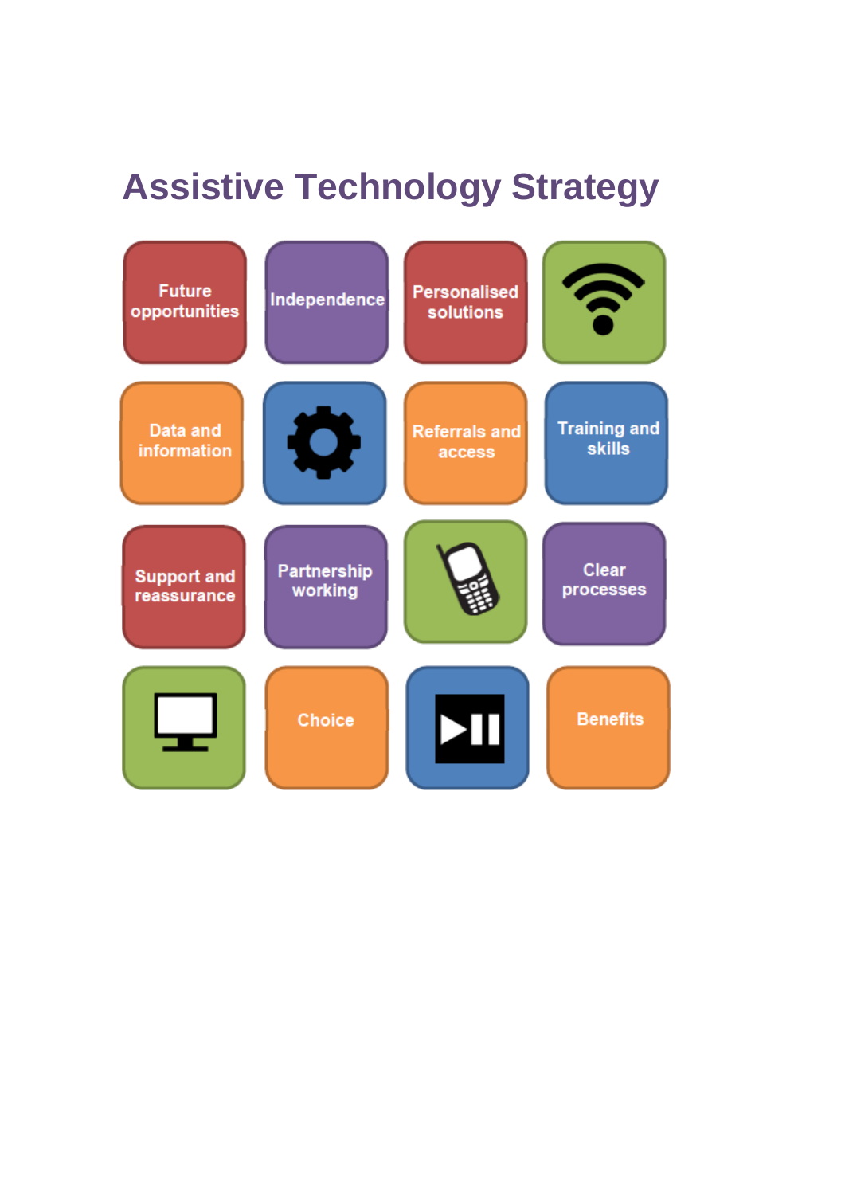# Assistive Technology Strategy

Future opportunities

Independence

Personalised solutions

Data and information

Referrals and access

Training and skills

Support and reassurance

Partnership working

Clear processes

Choice

Benefits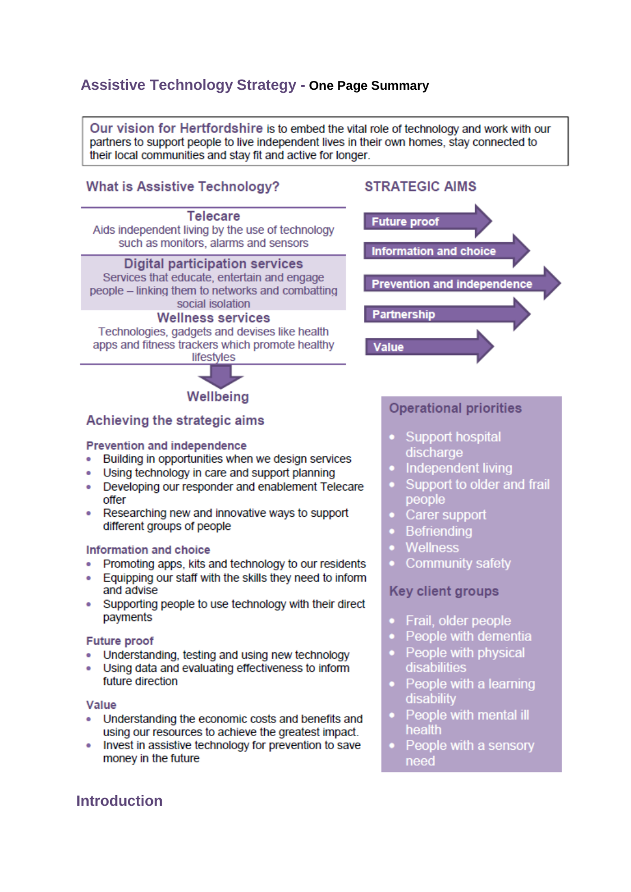# Assistive Technology Strategy - **One Page Summary**

**Our vision for Hertfordshire** is to embed the vital role of technology and work with our partners to support people to live independent lives in their own homes, stay connected to their local communities and stay fit and active for longer.

## What is Assistive Technology?

**Telecare**
Aids independent living by the use of technology such as monitors, alarms and sensors

**Digital participation services**
Services that educate, entertain and engage people – linking them to networks and combatting social isolation

**Wellness services**
Technologies, gadgets and devises like health apps and fitness trackers which promote healthy lifestyles

**Wellbeing**

## STRATEGIC AIMS

- Future proof
- Information and choice
- Prevention and independence
- Partnership
- Value

## Achieving the strategic aims

### Prevention and independence

- Building in opportunities when we design services
- Using technology in care and support planning
- Developing our responder and enablement Telecare offer
- Researching new and innovative ways to support different groups of people

### Information and choice

- Promoting apps, kits and technology to our residents
- Equipping our staff with the skills they need to inform and advise
- Supporting people to use technology with their direct payments

### Future proof

- Understanding, testing and using new technology
- Using data and evaluating effectiveness to inform future direction

### Value

- Understanding the economic costs and benefits and using our resources to achieve the greatest impact.
- Invest in assistive technology for prevention to save money in the future

## Operational priorities

- Support hospital discharge
- Independent living
- Support to older and frail people
- Carer support
- Befriending
- Wellness
- Community safety

## Key client groups

- Frail, older people
- People with dementia
- People with physical disabilities
- People with a learning disability
- People with mental ill health
- People with a sensory need

# Introduction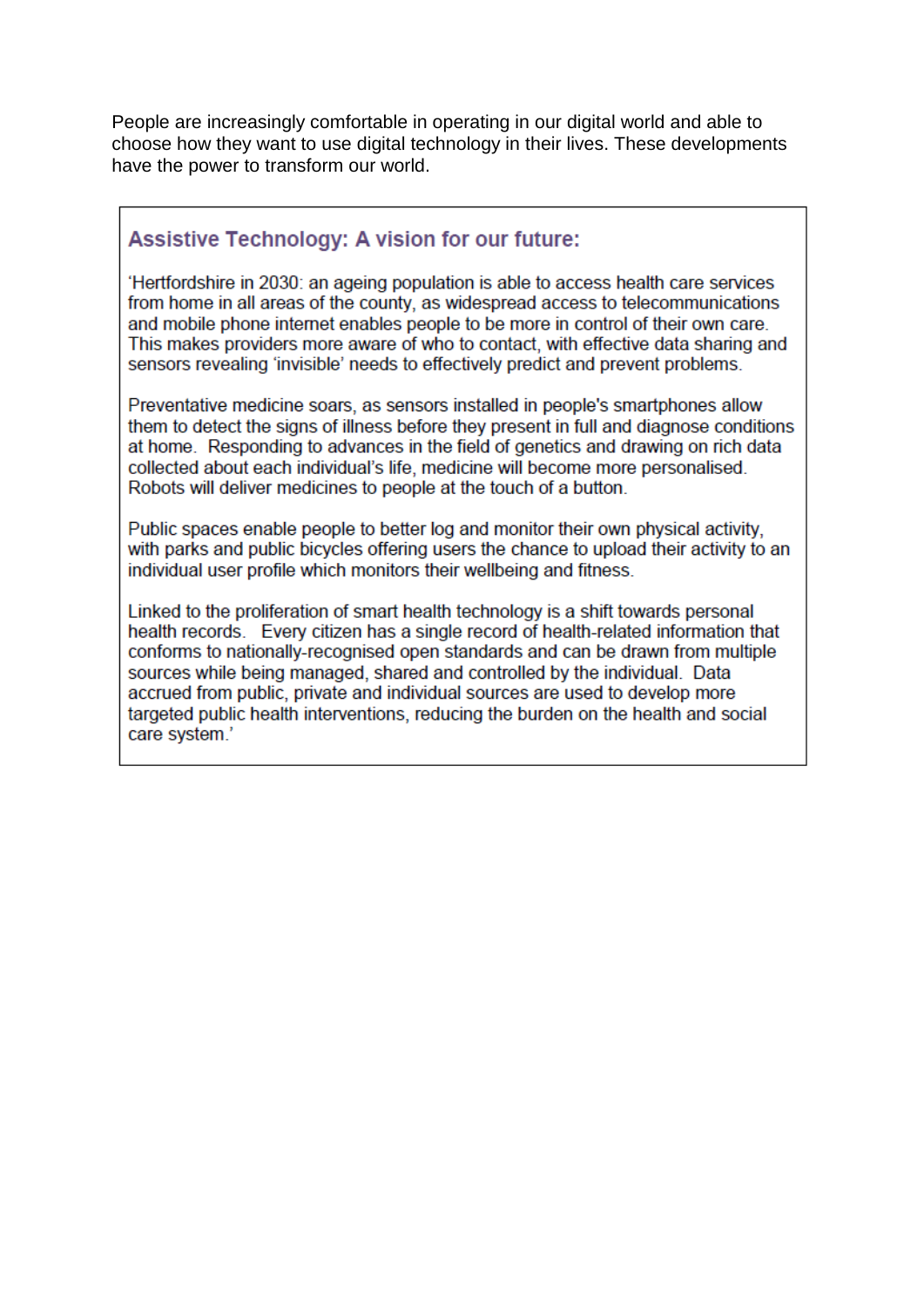People are increasingly comfortable in operating in our digital world and able to choose how they want to use digital technology in their lives. These developments have the power to transform our world.

### Assistive Technology: A vision for our future:

'Hertfordshire in 2030: an ageing population is able to access health care services from home in all areas of the county, as widespread access to telecommunications and mobile phone internet enables people to be more in control of their own care. This makes providers more aware of who to contact, with effective data sharing and sensors revealing 'invisible' needs to effectively predict and prevent problems.

Preventative medicine soars, as sensors installed in people's smartphones allow them to detect the signs of illness before they present in full and diagnose conditions at home. Responding to advances in the field of genetics and drawing on rich data collected about each individual's life, medicine will become more personalised. Robots will deliver medicines to people at the touch of a button.

Public spaces enable people to better log and monitor their own physical activity, with parks and public bicycles offering users the chance to upload their activity to an individual user profile which monitors their wellbeing and fitness.

Linked to the proliferation of smart health technology is a shift towards personal health records. Every citizen has a single record of health-related information that conforms to nationally-recognised open standards and can be drawn from multiple sources while being managed, shared and controlled by the individual. Data accrued from public, private and individual sources are used to develop more targeted public health interventions, reducing the burden on the health and social care system.'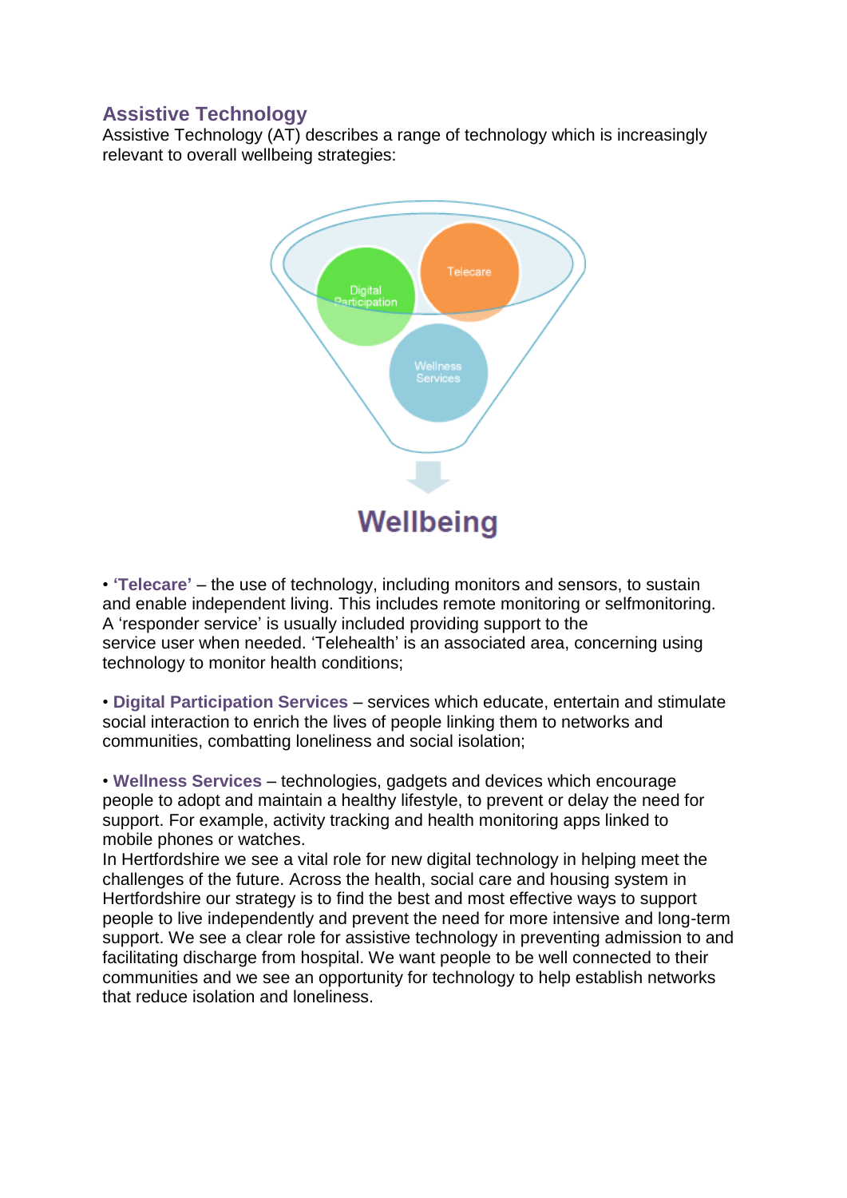## Assistant Technology

Assistive Technology (AT) describes a range of technology which is increasingly relevant to overall wellbeing strategies:

Digital Participation

Telecare

Wellness Services

Wellbeing

- **'Telecare'** – the use of technology, including monitors and sensors, to sustain and enable independent living. This includes remote monitoring or selfmonitoring. A 'responder service' is usually included providing support to the service user when needed. 'Telehealth' is an associated area, concerning using technology to monitor health conditions;

- **Digital Participation Services** – services which educate, entertain and stimulate social interaction to enrich the lives of people linking them to networks and communities, combatting loneliness and social isolation;

- **Wellness Services** – technologies, gadgets and devices which encourage people to adopt and maintain a healthy lifestyle, to prevent or delay the need for support. For example, activity tracking and health monitoring apps linked to mobile phones or watches.

In Hertfordshire we see a vital role for new digital technology in helping meet the challenges of the future. Across the health, social care and housing system in Hertfordshire our strategy is to find the best and most effective ways to support people to live independently and prevent the need for more intensive and long-term support. We see a clear role for assistive technology in preventing admission to and facilitating discharge from hospital. We want people to be well connected to their communities and we see an opportunity for technology to help establish networks that reduce isolation and loneliness.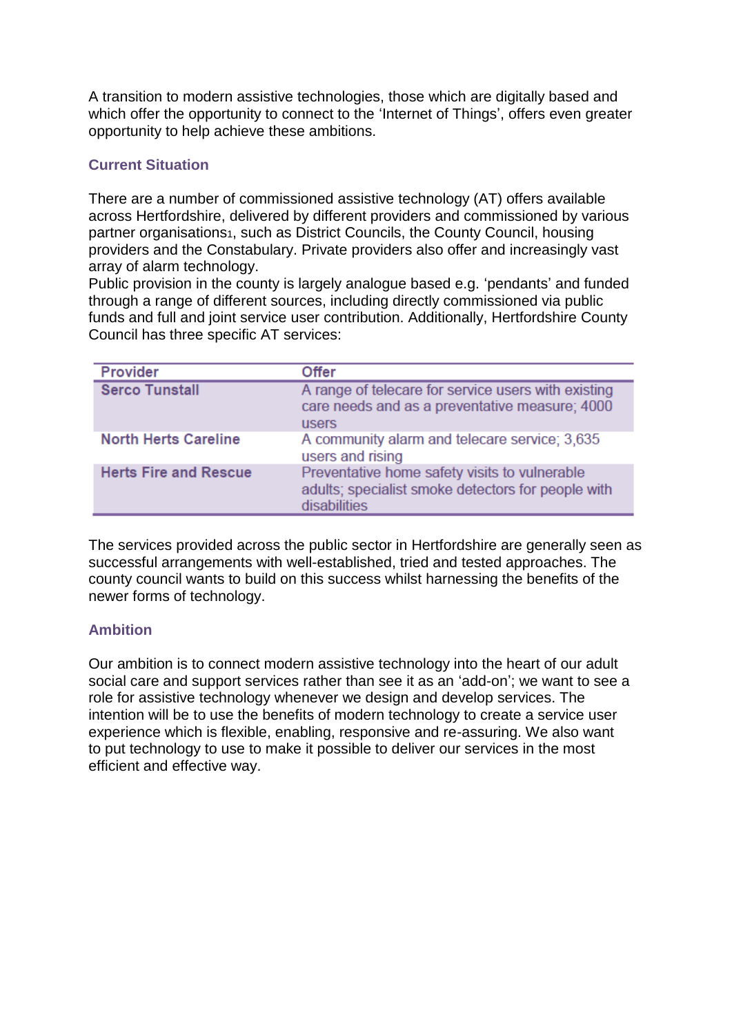A transition to modern assistive technologies, those which are digitally based and which offer the opportunity to connect to the 'Internet of Things', offers even greater opportunity to help achieve these ambitions.

### Current Situation

There are a number of commissioned assistive technology (AT) offers available across Hertfordshire, delivered by different providers and commissioned by various partner organisations[1], such as District Councils, the County Council, housing providers and the Constabulary. Private providers also offer and increasingly vast array of alarm technology.

Public provision in the county is largely analogue based e.g. 'pendants' and funded through a range of different sources, including directly commissioned via public funds and full and joint service user contribution. Additionally, Hertfordshire County Council has three specific AT services:

| Provider | Offer |
|---|---|
| **Serco Tunstall** | A range of telecare for service users with existing care needs and as a preventative measure; 4000 users |
| **North Herts Careline** | A community alarm and telecare service; 3,635 users and rising |
| **Herts Fire and Rescue** | Preventative home safety visits to vulnerable adults; specialist smoke detectors for people with disabilities |

The services provided across the public sector in Hertfordshire are generally seen as successful arrangements with well-established, tried and tested approaches. The county council wants to build on this success whilst harnessing the benefits of the newer forms of technology.

### Ambition

Our ambition is to connect modern assistive technology into the heart of our adult social care and support services rather than see it as an 'add-on'; we want to see a role for assistive technology whenever we design and develop services. The intention will be to use the benefits of modern technology to create a service user experience which is flexible, enabling, responsive and re-assuring. We also want to put technology to use to make it possible to deliver our services in the most efficient and effective way.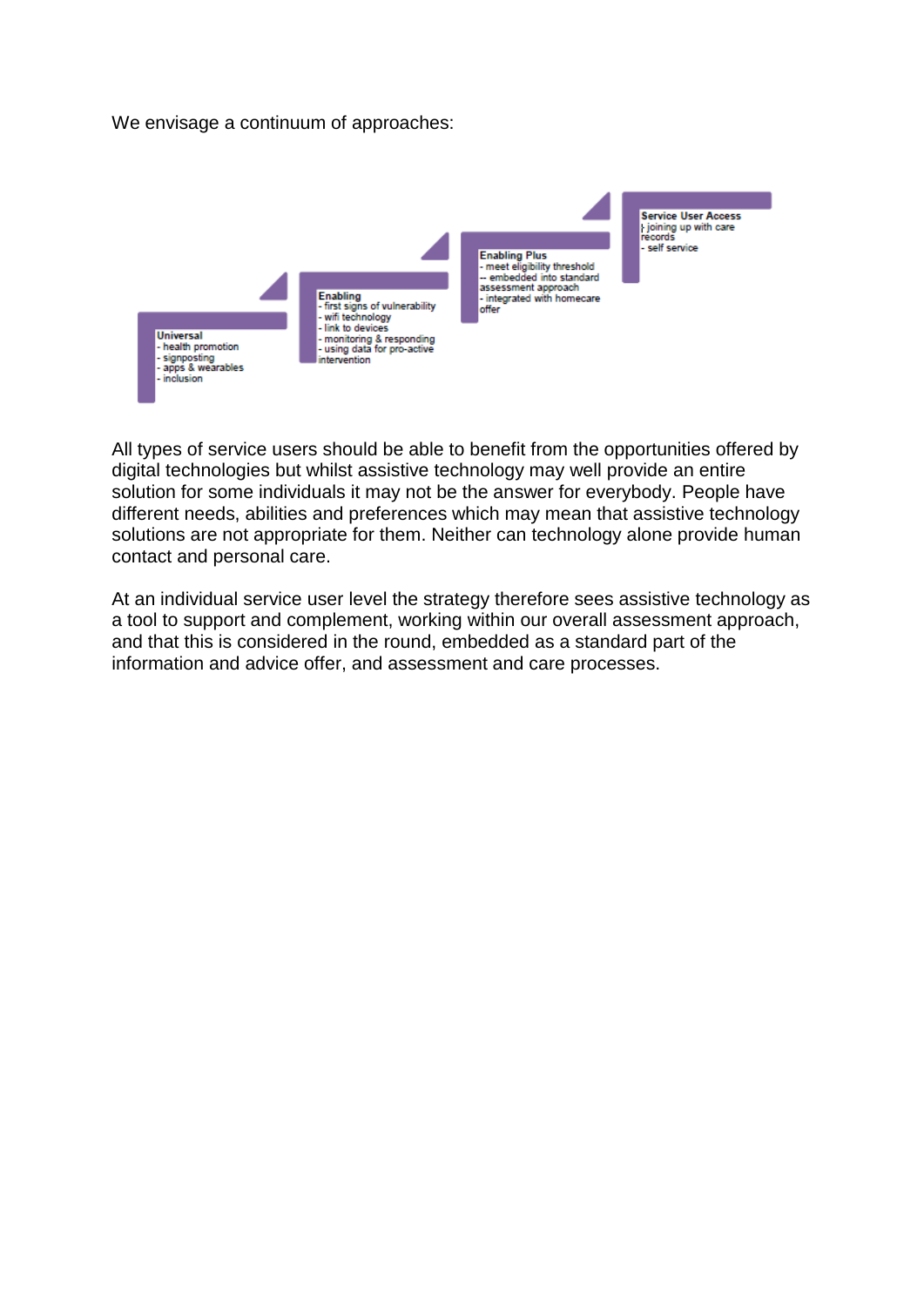We envisage a continuum of approaches:

**Universal**
- health promotion
- signposting
- apps & wearables
- inclusion

**Enabling**
- first signs of vulnerability
- wifi technology
- link to devices
- monitoring & responding
- using data for pro-active intervention

**Enabling Plus**
- meet eligibility threshold
- embedded into standard assessment approach
- integrated with homecare offer

**Service User Access**
- joining up with care records
- self service

All types of service users should be able to benefit from the opportunities offered by digital technologies but whilst assistive technology may well provide an entire solution for some individuals it may not be the answer for everybody. People have different needs, abilities and preferences which may mean that assistive technology solutions are not appropriate for them. Neither can technology alone provide human contact and personal care.

At an individual service user level the strategy therefore sees assistive technology as a tool to support and complement, working within our overall assessment approach, and that this is considered in the round, embedded as a standard part of the information and advice offer, and assessment and care processes.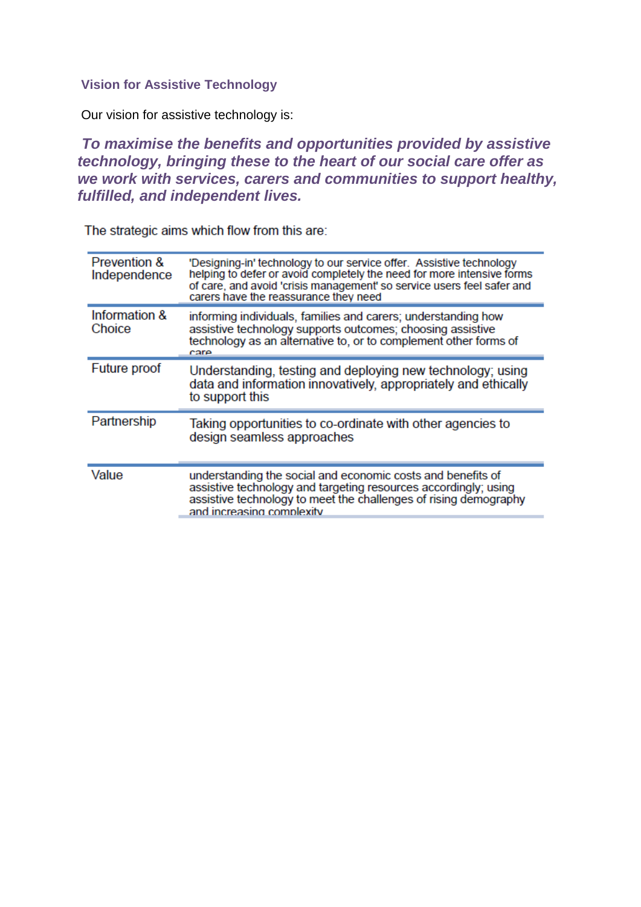## Vision for Assistive Technology

Our vision for assistive technology is:

***To maximise the benefits and opportunities provided by assistive technology, bringing these to the heart of our social care offer as we work with services, carers and communities to support healthy, fulfilled, and independent lives.***

The strategic aims which flow from this are:

| | |
|---|---|
| Prevention & Independence | 'Designing-in' technology to our service offer. Assistive technology helping to defer or avoid completely the need for more intensive forms of care, and avoid 'crisis management' so service users feel safer and carers have the reassurance they need |
| Information & Choice | informing individuals, families and carers; understanding how assistive technology supports outcomes; choosing assistive technology as an alternative to, or to complement other forms of care |
| Future proof | Understanding, testing and deploying new technology; using data and information innovatively, appropriately and ethically to support this |
| Partnership | Taking opportunities to co-ordinate with other agencies to design seamless approaches |
| Value | understanding the social and economic costs and benefits of assistive technology and targeting resources accordingly; using assistive technology to meet the challenges of rising demography and increasing complexity |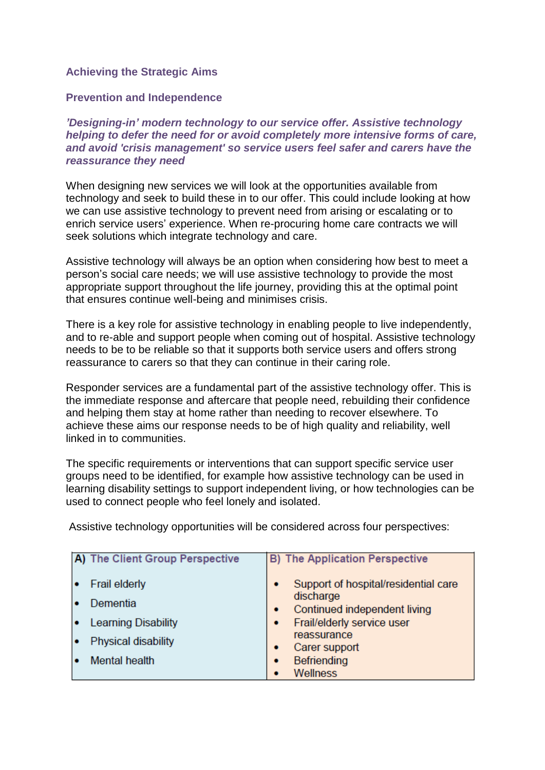## Achieving the Strategic Aims

### Prevention and Independence

***'Designing-in' modern technology to our service offer. Assistive technology helping to defer the need for or avoid completely more intensive forms of care, and avoid 'crisis management' so service users feel safer and carers have the reassurance they need***

When designing new services we will look at the opportunities available from technology and seek to build these in to our offer. This could include looking at how we can use assistive technology to prevent need from arising or escalating or to enrich service users' experience. When re-procuring home care contracts we will seek solutions which integrate technology and care.

Assistive technology will always be an option when considering how best to meet a person's social care needs; we will use assistive technology to provide the most appropriate support throughout the life journey, providing this at the optimal point that ensures continue well-being and minimises crisis.

There is a key role for assistive technology in enabling people to live independently, and to re-able and support people when coming out of hospital. Assistive technology needs to be to be reliable so that it supports both service users and offers strong reassurance to carers so that they can continue in their caring role.

Responder services are a fundamental part of the assistive technology offer. This is the immediate response and aftercare that people need, rebuilding their confidence and helping them stay at home rather than needing to recover elsewhere. To achieve these aims our response needs to be of high quality and reliability, well linked in to communities.

The specific requirements or interventions that can support specific service user groups need to be identified, for example how assistive technology can be used in learning disability settings to support independent living, or how technologies can be used to connect people who feel lonely and isolated.

Assistive technology opportunities will be considered across four perspectives:

| A) The Client Group Perspective | B) The Application Perspective |
|---|---|
| • Frail elderly<br>• Dementia<br>• Learning Disability<br>• Physical disability<br>• Mental health | • Support of hospital/residential care discharge<br>• Continued independent living<br>• Frail/elderly service user reassurance<br>• Carer support<br>• Befriending<br>• Wellness |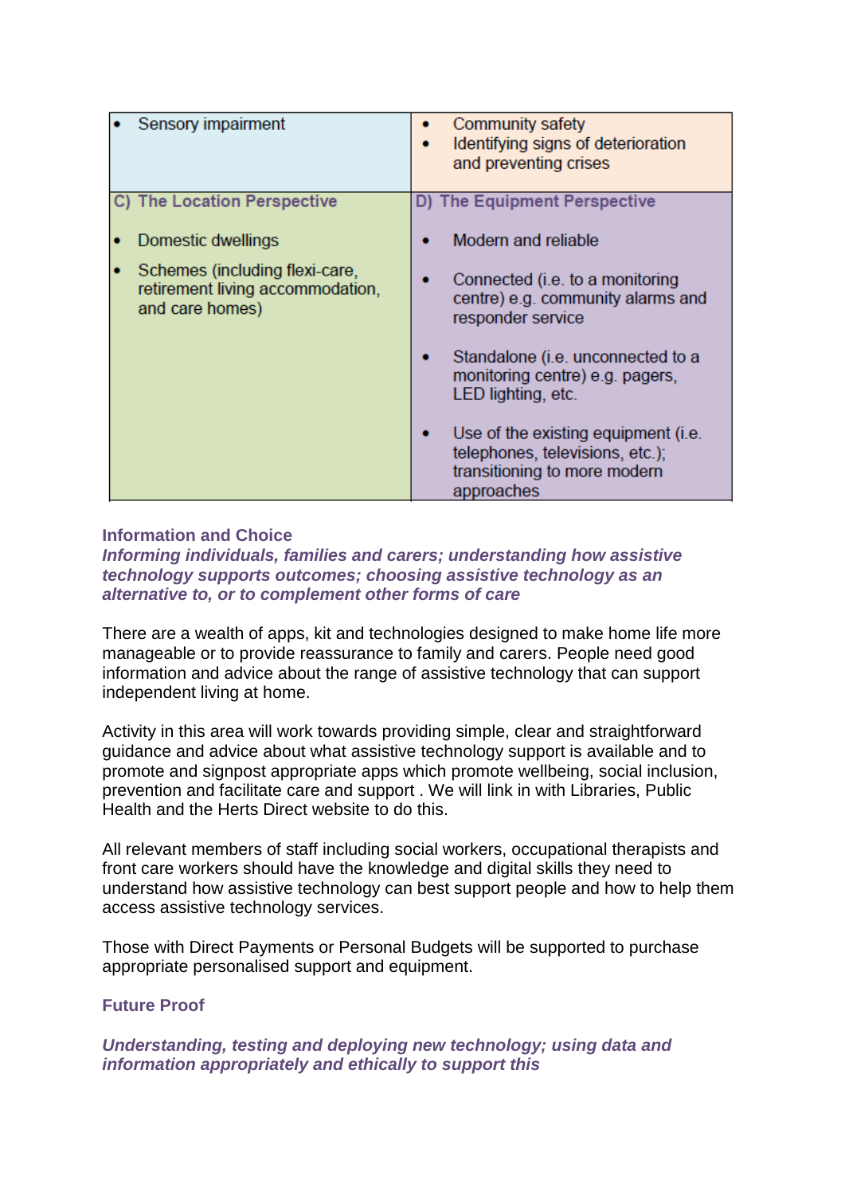| | |
|---|---|
| • Sensory impairment | • Community safety<br>• Identifying signs of deterioration and preventing crises |
| **C) The Location Perspective** | **D) The Equipment Perspective** |
| • Domestic dwellings<br>• Schemes (including flexi-care, retirement living accommodation, and care homes) | • Modern and reliable<br>• Connected (i.e. to a monitoring centre) e.g. community alarms and responder service<br>• Standalone (i.e. unconnected to a monitoring centre) e.g. pagers, LED lighting, etc.<br>• Use of the existing equipment (i.e. telephones, televisions, etc.); transitioning to more modern approaches |

### Information and Choice

***Informing individuals, families and carers; understanding how assistive technology supports outcomes; choosing assistive technology as an alternative to, or to complement other forms of care***

There are a wealth of apps, kit and technologies designed to make home life more manageable or to provide reassurance to family and carers. People need good information and advice about the range of assistive technology that can support independent living at home.

Activity in this area will work towards providing simple, clear and straightforward guidance and advice about what assistive technology support is available and to promote and signpost appropriate apps which promote wellbeing, social inclusion, prevention and facilitate care and support . We will link in with Libraries, Public Health and the Herts Direct website to do this.

All relevant members of staff including social workers, occupational therapists and front care workers should have the knowledge and digital skills they need to understand how assistive technology can best support people and how to help them access assistive technology services.

Those with Direct Payments or Personal Budgets will be supported to purchase appropriate personalised support and equipment.

### Future Proof

***Understanding, testing and deploying new technology; using data and information appropriately and ethically to support this***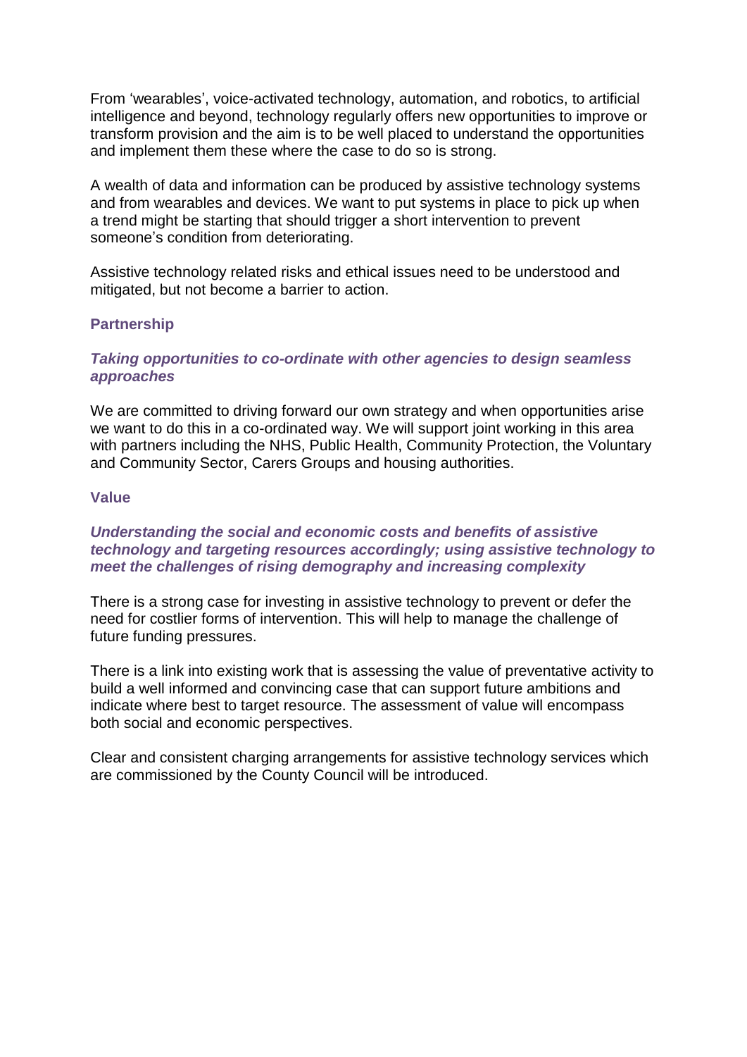From 'wearables', voice-activated technology, automation, and robotics, to artificial intelligence and beyond, technology regularly offers new opportunities to improve or transform provision and the aim is to be well placed to understand the opportunities and implement them these where the case to do so is strong.

A wealth of data and information can be produced by assistive technology systems and from wearables and devices. We want to put systems in place to pick up when a trend might be starting that should trigger a short intervention to prevent someone's condition from deteriorating.

Assistive technology related risks and ethical issues need to be understood and mitigated, but not become a barrier to action.

### Partnership

***Taking opportunities to co-ordinate with other agencies to design seamless approaches***

We are committed to driving forward our own strategy and when opportunities arise we want to do this in a co-ordinated way. We will support joint working in this area with partners including the NHS, Public Health, Community Protection, the Voluntary and Community Sector, Carers Groups and housing authorities.

### Value

***Understanding the social and economic costs and benefits of assistive technology and targeting resources accordingly; using assistive technology to meet the challenges of rising demography and increasing complexity***

There is a strong case for investing in assistive technology to prevent or defer the need for costlier forms of intervention. This will help to manage the challenge of future funding pressures.

There is a link into existing work that is assessing the value of preventative activity to build a well informed and convincing case that can support future ambitions and indicate where best to target resource. The assessment of value will encompass both social and economic perspectives.

Clear and consistent charging arrangements for assistive technology services which are commissioned by the County Council will be introduced.